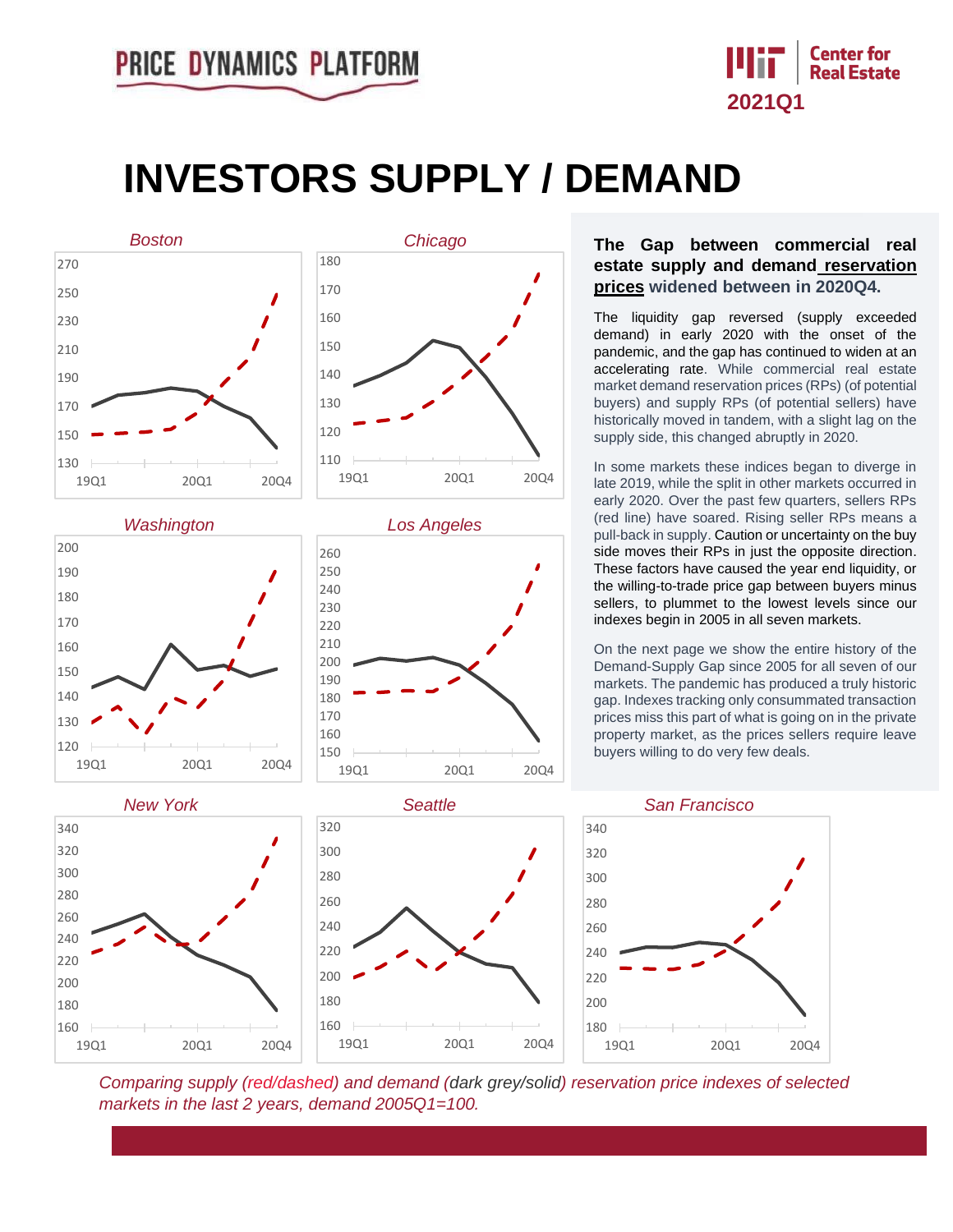PRICE DYNAMICS PLATFORM

MIT Center for Real Estate
2021Q1

# INVESTORS SUPPLY / DEMAND

**The Gap between commercial real estate supply and demand reservation prices widened between in 2020Q4.**

The liquidity gap reversed (supply exceeded demand) in early 2020 with the onset of the pandemic, and the gap has continued to widen at an accelerating rate. While commercial real estate market demand reservation prices (RPs) (of potential buyers) and supply RPs (of potential sellers) have historically moved in tandem, with a slight lag on the supply side, this changed abruptly in 2020.

In some markets these indices began to diverge in late 2019, while the split in other markets occurred in early 2020. Over the past few quarters, sellers RPs (red line) have soared. Rising seller RPs means a pull-back in supply. Caution or uncertainty on the buy side moves their RPs in just the opposite direction. These factors have caused the year end liquidity, or the willing-to-trade price gap between buyers minus sellers, to plummet to the lowest levels since our indexes begin in 2005 in all seven markets.

On the next page we show the entire history of the Demand-Supply Gap since 2005 for all seven of our markets. The pandemic has produced a truly historic gap. Indexes tracking only consummated transaction prices miss this part of what is going on in the private property market, as the prices sellers require leave buyers willing to do very few deals.

*Comparing supply (red/dashed) and demand (dark grey/solid) reservation price indexes of selected markets in the last 2 years, demand 2005Q1=100.*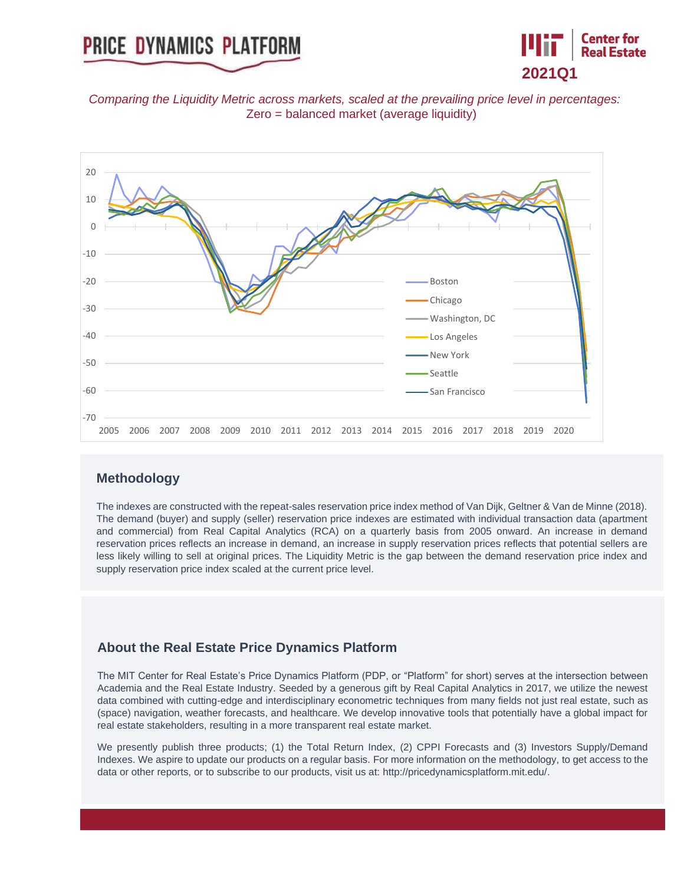PRICE DYNAMICS PLATFORM

MIT Center for Real Estate

2021Q1

*Comparing the Liquidity Metric across markets, scaled at the prevailing price level in percentages:*
Zero = balanced market (average liquidity)

20
10
0
-10
-20
-30
-40
-50
-60
-70

2005 2006 2007 2008 2009 2010 2011 2012 2013 2014 2015 2016 2017 2018 2019 2020

Boston
Chicago
Washington, DC
Los Angeles
New York
Seattle
San Francisco

## Methodology

The indexes are constructed with the repeat-sales reservation price index method of Van Dijk, Geltner & Van de Minne (2018). The demand (buyer) and supply (seller) reservation price indexes are estimated with individual transaction data (apartment and commercial) from Real Capital Analytics (RCA) on a quarterly basis from 2005 onward. An increase in demand reservation prices reflects an increase in demand, an increase in supply reservation prices reflects that potential sellers are less likely willing to sell at original prices. The Liquidity Metric is the gap between the demand reservation price index and supply reservation price index scaled at the current price level.

## About the Real Estate Price Dynamics Platform

The MIT Center for Real Estate's Price Dynamics Platform (PDP, or "Platform" for short) serves at the intersection between Academia and the Real Estate Industry. Seeded by a generous gift by Real Capital Analytics in 2017, we utilize the newest data combined with cutting-edge and interdisciplinary econometric techniques from many fields not just real estate, such as (space) navigation, weather forecasts, and healthcare. We develop innovative tools that potentially have a global impact for real estate stakeholders, resulting in a more transparent real estate market.

We presently publish three products; (1) the Total Return Index, (2) CPPI Forecasts and (3) Investors Supply/Demand Indexes. We aspire to update our products on a regular basis. For more information on the methodology, to get access to the data or other reports, or to subscribe to our products, visit us at: http://pricedynamicsplatform.mit.edu/.